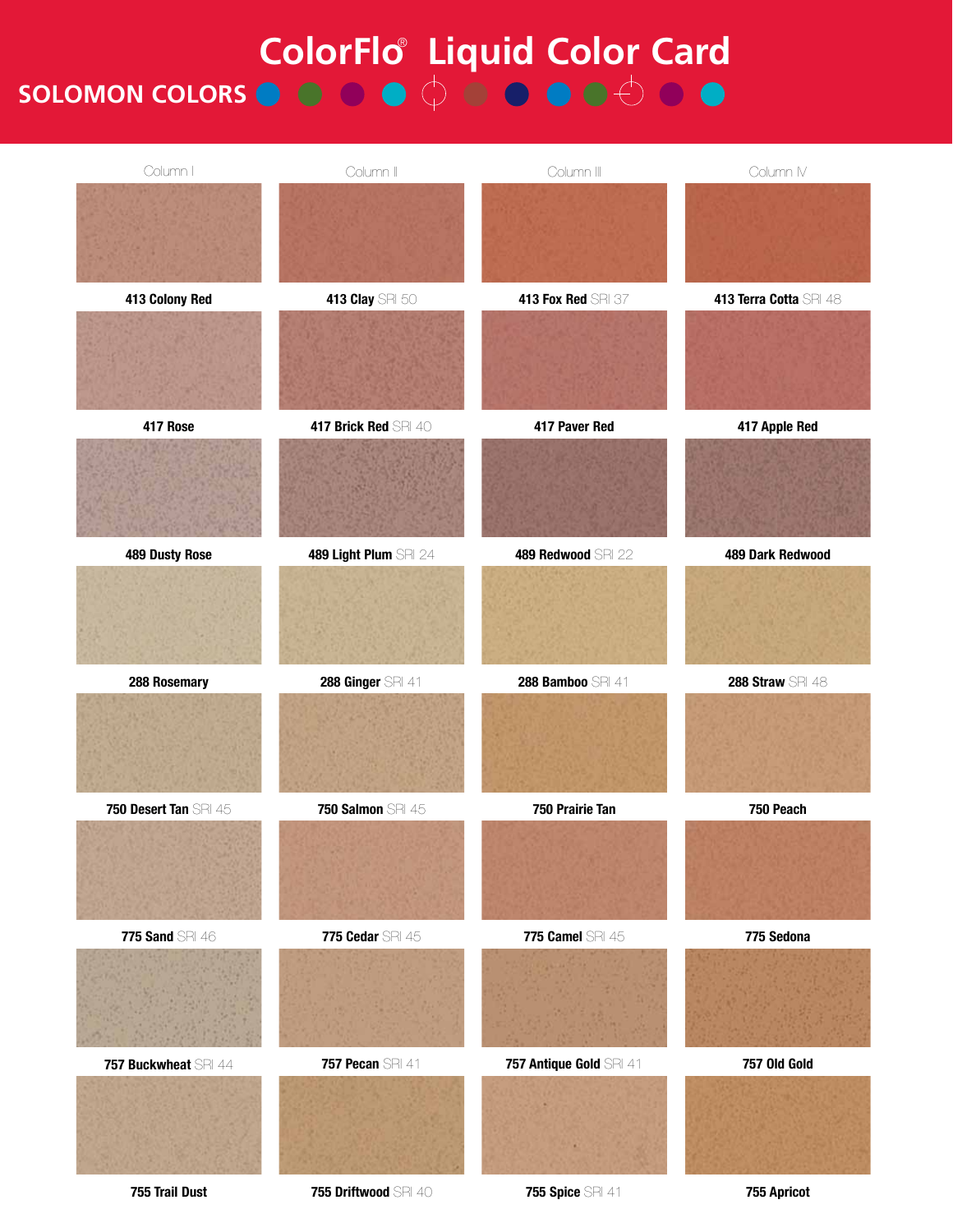# ColorFlo® Liquid Color Card

## SOLOMON COLORS

| Column I | Column II | Column III | Column IV |
|---|---|---|---|
| **413 Colony Red** | **413 Clay** SRI 50 | **413 Fox Red** SRI 37 | **413 Terra Cotta** SRI 48 |
| **417 Rose** | **417 Brick Red** SRI 40 | **417 Paver Red** | **417 Apple Red** |
| **489 Dusty Rose** | **489 Light Plum** SRI 24 | **489 Redwood** SRI 22 | **489 Dark Redwood** |
| **288 Rosemary** | **288 Ginger** SRI 41 | **288 Bamboo** SRI 41 | **288 Straw** SRI 48 |
| **750 Desert Tan** SRI 45 | **750 Salmon** SRI 45 | **750 Prairie Tan** | **750 Peach** |
| **775 Sand** SRI 46 | **775 Cedar** SRI 45 | **775 Camel** SRI 45 | **775 Sedona** |
| **757 Buckwheat** SRI 44 | **757 Pecan** SRI 41 | **757 Antique Gold** SRI 41 | **757 Old Gold** |
| **755 Trail Dust** | **755 Driftwood** SRI 40 | **755 Spice** SRI 41 | **755 Apricot** |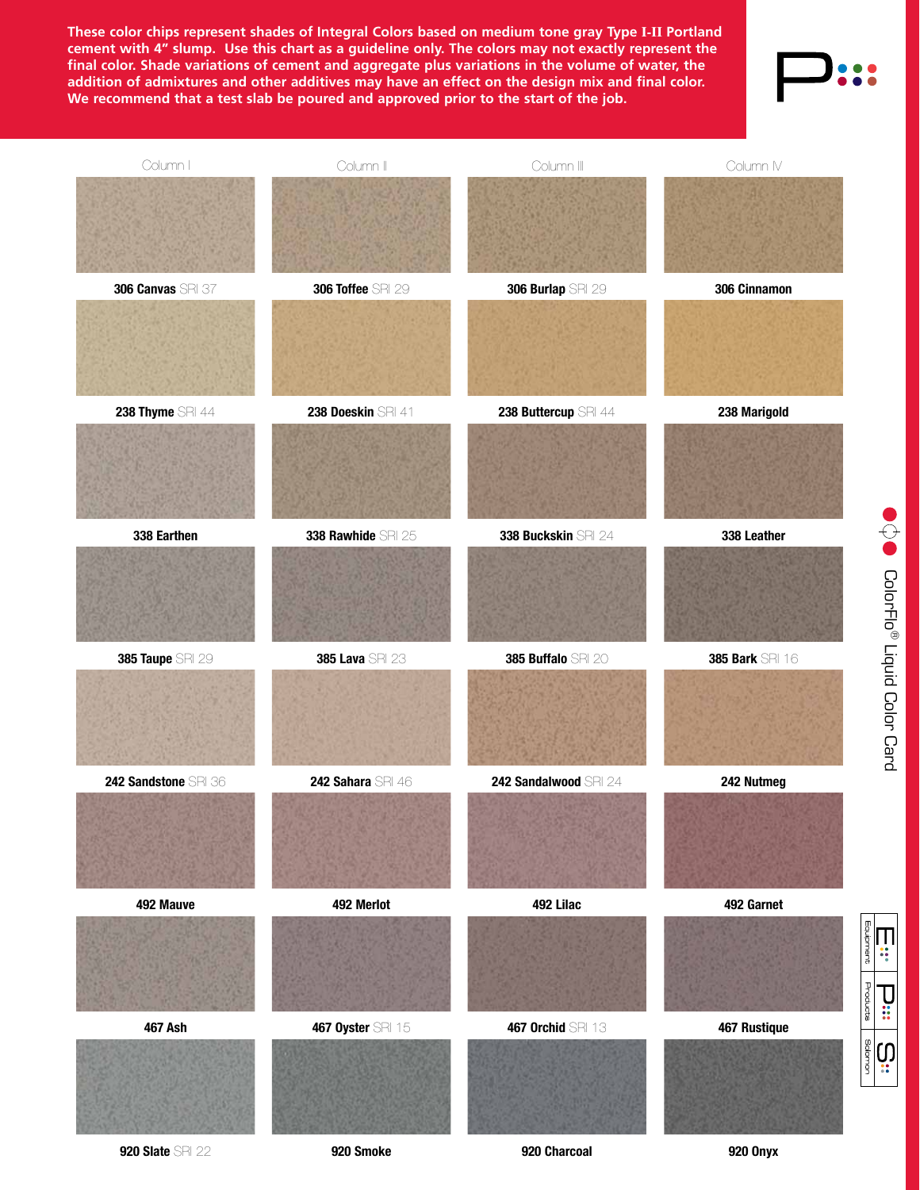These color chips represent shades of Integral Colors based on medium tone gray Type I-II Portland cement with 4" slump. Use this chart as a guideline only. The colors may not exactly represent the final color. Shade variations of cement and aggregate plus variations in the volume of water, the addition of admixtures and other additives may have an effect on the design mix and final color. We recommend that a test slab be poured and approved prior to the start of the job.

| Column I | Column II | Column III | Column IV |
|---|---|---|---|
| **306 Canvas** SRI 37 | **306 Toffee** SRI 29 | **306 Burlap** SRI 29 | **306 Cinnamon** |
| **238 Thyme** SRI 44 | **238 Doeskin** SRI 41 | **238 Buttercup** SRI 44 | **238 Marigold** |
| **338 Earthen** | **338 Rawhide** SRI 25 | **338 Buckskin** SRI 24 | **338 Leather** |
| **385 Taupe** SRI 29 | **385 Lava** SRI 23 | **385 Buffalo** SRI 20 | **385 Bark** SRI 16 |
| **242 Sandstone** SRI 36 | **242 Sahara** SRI 46 | **242 Sandalwood** SRI 24 | **242 Nutmeg** |
| **492 Mauve** | **492 Merlot** | **492 Lilac** | **492 Garnet** |
| **467 Ash** | **467 Oyster** SRI 15 | **467 Orchid** SRI 13 | **467 Rustique** |
| **920 Slate** SRI 22 | **920 Smoke** | **920 Charcoal** | **920 Onyx** |

ColorFlo® Liquid Color Card

Equipment Products Solomon